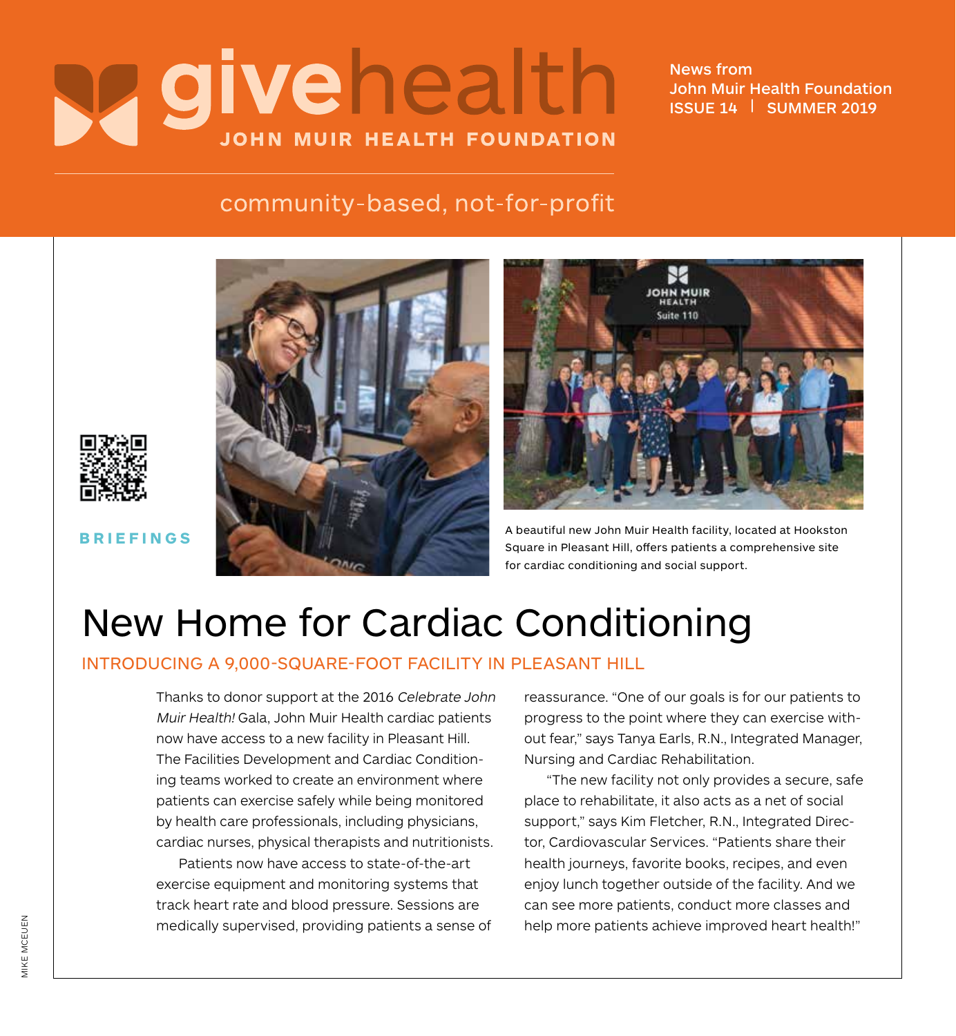# givehealth

JOHN MUIR HEALTH FOUNDATION

News from John Muir Health Foundation
ISSUE 14 | SUMMER 2019

community-based, not-for-profit

BRIEFINGS

A beautiful new John Muir Health facility, located at Hookston Square in Pleasant Hill, offers patients a comprehensive site for cardiac conditioning and social support.

# New Home for Cardiac Conditioning

## INTRODUCING A 9,000-SQUARE-FOOT FACILITY IN PLEASANT HILL

Thanks to donor support at the 2016 *Celebrate John Muir Health!* Gala, John Muir Health cardiac patients now have access to a new facility in Pleasant Hill. The Facilities Development and Cardiac Conditioning teams worked to create an environment where patients can exercise safely while being monitored by health care professionals, including physicians, cardiac nurses, physical therapists and nutritionists.

Patients now have access to state-of-the-art exercise equipment and monitoring systems that track heart rate and blood pressure. Sessions are medically supervised, providing patients a sense of reassurance. "One of our goals is for our patients to progress to the point where they can exercise without fear," says Tanya Earls, R.N., Integrated Manager, Nursing and Cardiac Rehabilitation.

"The new facility not only provides a secure, safe place to rehabilitate, it also acts as a net of social support," says Kim Fletcher, R.N., Integrated Director, Cardiovascular Services. "Patients share their health journeys, favorite books, recipes, and even enjoy lunch together outside of the facility. And we can see more patients, conduct more classes and help more patients achieve improved heart health!"

MIKE MCEUEN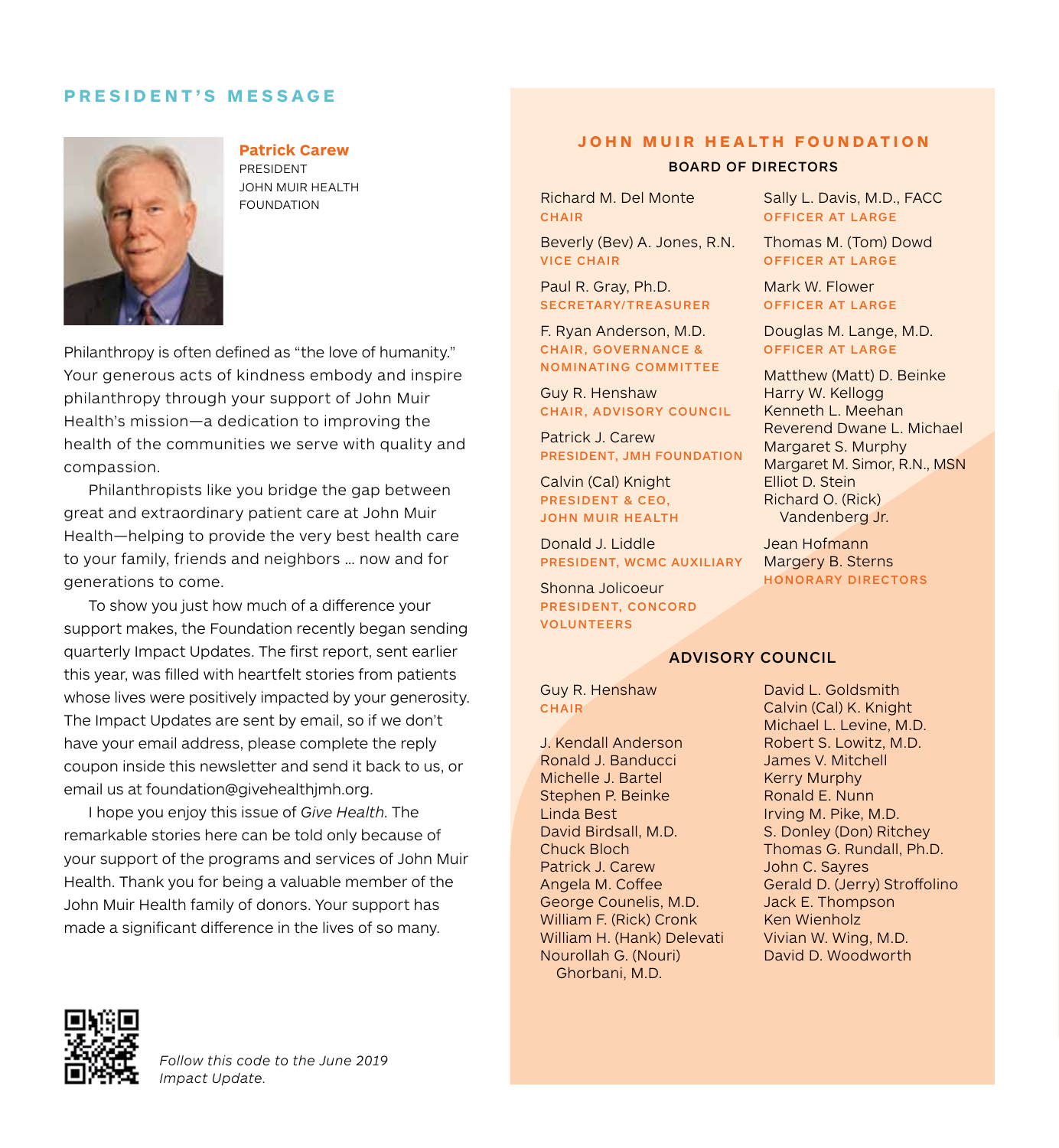## PRESIDENT'S MESSAGE

**Patrick Carew**
PRESIDENT
JOHN MUIR HEALTH FOUNDATION

Philanthropy is often defined as "the love of humanity." Your generous acts of kindness embody and inspire philanthropy through your support of John Muir Health's mission—a dedication to improving the health of the communities we serve with quality and compassion.

Philanthropists like you bridge the gap between great and extraordinary patient care at John Muir Health—helping to provide the very best health care to your family, friends and neighbors … now and for generations to come.

To show you just how much of a difference your support makes, the Foundation recently began sending quarterly Impact Updates. The first report, sent earlier this year, was filled with heartfelt stories from patients whose lives were positively impacted by your generosity. The Impact Updates are sent by email, so if we don't have your email address, please complete the reply coupon inside this newsletter and send it back to us, or email us at foundation@givehealthjmh.org.

I hope you enjoy this issue of *Give Health*. The remarkable stories here can be told only because of your support of the programs and services of John Muir Health. Thank you for being a valuable member of the John Muir Health family of donors. Your support has made a significant difference in the lives of so many.

*Follow this code to the June 2019 Impact Update.*

## JOHN MUIR HEALTH FOUNDATION

### BOARD OF DIRECTORS

Richard M. Del Monte
CHAIR

Beverly (Bev) A. Jones, R.N.
VICE CHAIR

Paul R. Gray, Ph.D.
SECRETARY/TREASURER

F. Ryan Anderson, M.D.
CHAIR, GOVERNANCE & NOMINATING COMMITTEE

Guy R. Henshaw
CHAIR, ADVISORY COUNCIL

Patrick J. Carew
PRESIDENT, JMH FOUNDATION

Calvin (Cal) Knight
PRESIDENT & CEO, JOHN MUIR HEALTH

Donald J. Liddle
PRESIDENT, WCMC AUXILIARY

Shonna Jolicoeur
PRESIDENT, CONCORD VOLUNTEERS

Sally L. Davis, M.D., FACC
OFFICER AT LARGE

Thomas M. (Tom) Dowd
OFFICER AT LARGE

Mark W. Flower
OFFICER AT LARGE

Douglas M. Lange, M.D.
OFFICER AT LARGE

Matthew (Matt) D. Beinke
Harry W. Kellogg
Kenneth L. Meehan
Reverend Dwane L. Michael
Margaret S. Murphy
Margaret M. Simor, R.N., MSN
Elliot D. Stein
Richard O. (Rick) Vandenberg Jr.

Jean Hofmann
Margery B. Sterns
HONORARY DIRECTORS

### ADVISORY COUNCIL

Guy R. Henshaw
CHAIR

J. Kendall Anderson
Ronald J. Banducci
Michelle J. Bartel
Stephen P. Beinke
Linda Best
David Birdsall, M.D.
Chuck Bloch
Patrick J. Carew
Angela M. Coffee
George Counelis, M.D.
William F. (Rick) Cronk
William H. (Hank) Delevati
Nourollah G. (Nouri) Ghorbani, M.D.
David L. Goldsmith
Calvin (Cal) K. Knight
Michael L. Levine, M.D.
Robert S. Lowitz, M.D.
James V. Mitchell
Kerry Murphy
Ronald E. Nunn
Irving M. Pike, M.D.
S. Donley (Don) Ritchey
Thomas G. Rundall, Ph.D.
John C. Sayres
Gerald D. (Jerry) Stroffolino
Jack E. Thompson
Ken Wienholz
Vivian W. Wing, M.D.
David D. Woodworth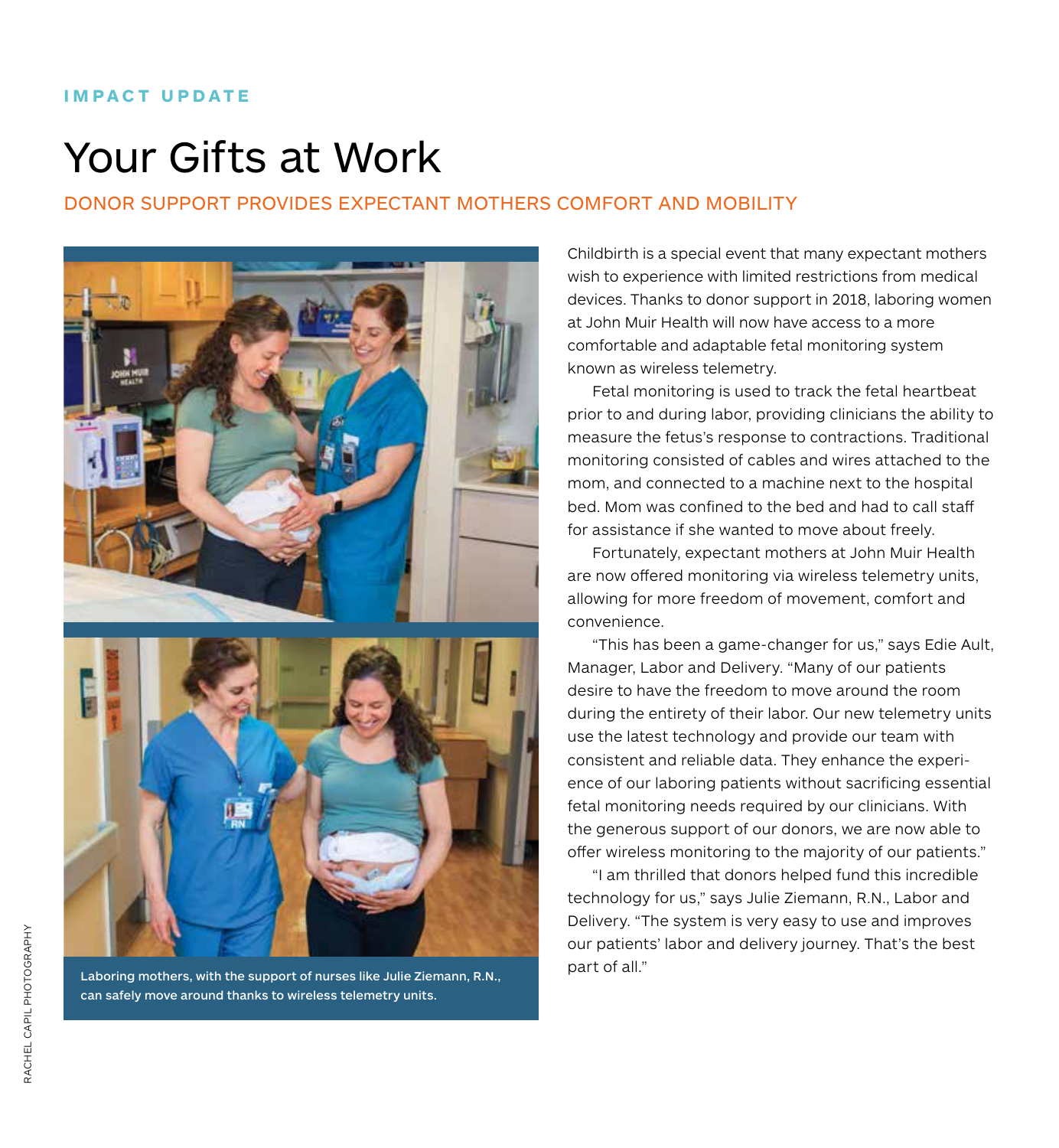IMPACT UPDATE

# Your Gifts at Work

## DONOR SUPPORT PROVIDES EXPECTANT MOTHERS COMFORT AND MOBILITY

Laboring mothers, with the support of nurses like Julie Ziemann, R.N., can safely move around thanks to wireless telemetry units.

Childbirth is a special event that many expectant mothers wish to experience with limited restrictions from medical devices. Thanks to donor support in 2018, laboring women at John Muir Health will now have access to a more comfortable and adaptable fetal monitoring system known as wireless telemetry.

Fetal monitoring is used to track the fetal heartbeat prior to and during labor, providing clinicians the ability to measure the fetus's response to contractions. Traditional monitoring consisted of cables and wires attached to the mom, and connected to a machine next to the hospital bed. Mom was confined to the bed and had to call staff for assistance if she wanted to move about freely.

Fortunately, expectant mothers at John Muir Health are now offered monitoring via wireless telemetry units, allowing for more freedom of movement, comfort and convenience.

"This has been a game-changer for us," says Edie Ault, Manager, Labor and Delivery. "Many of our patients desire to have the freedom to move around the room during the entirety of their labor. Our new telemetry units use the latest technology and provide our team with consistent and reliable data. They enhance the experience of our laboring patients without sacrificing essential fetal monitoring needs required by our clinicians. With the generous support of our donors, we are now able to offer wireless monitoring to the majority of our patients."

"I am thrilled that donors helped fund this incredible technology for us," says Julie Ziemann, R.N., Labor and Delivery. "The system is very easy to use and improves our patients' labor and delivery journey. That's the best part of all."

RACHEL CAPIL PHOTOGRAPHY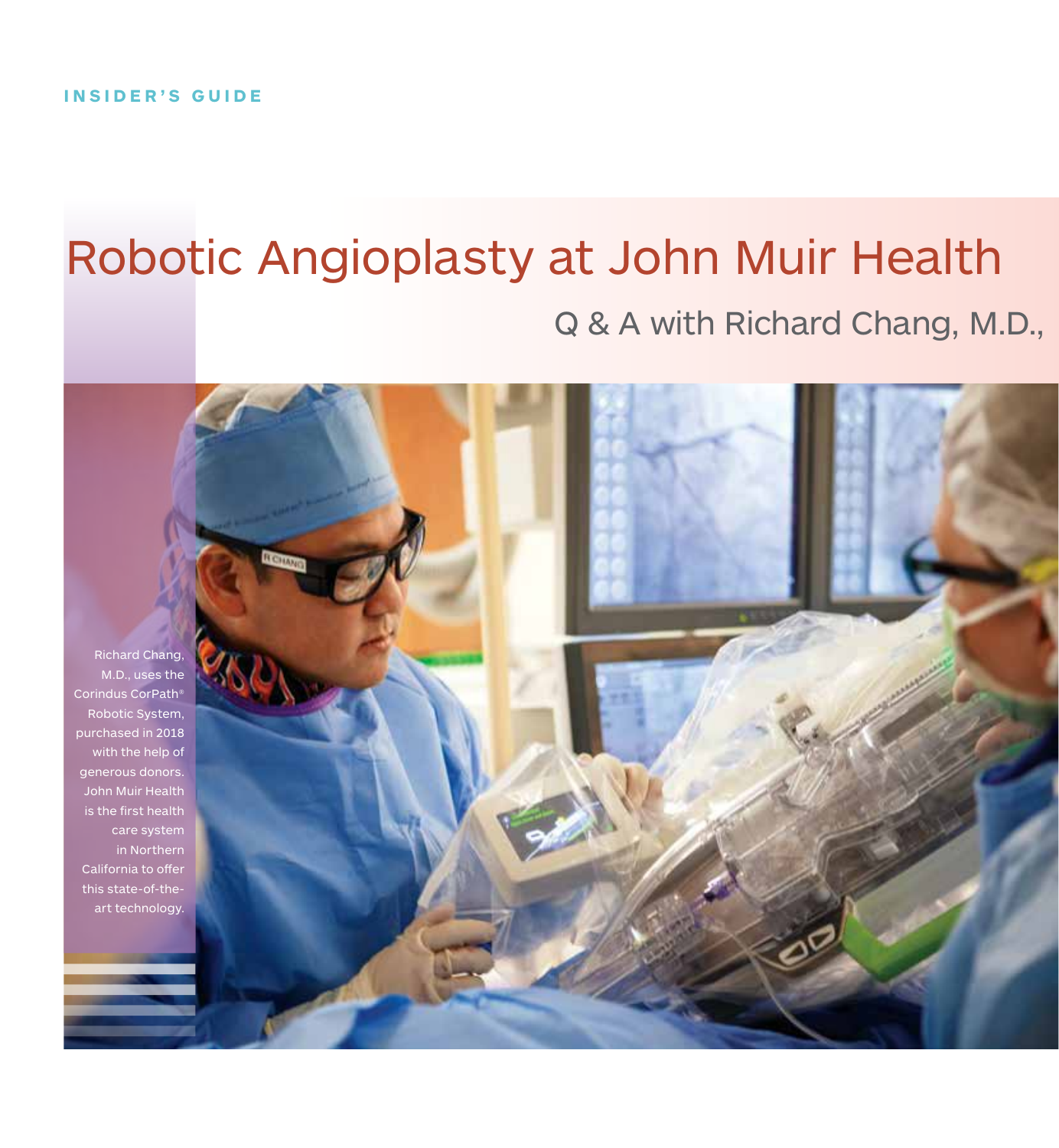INSIDER'S GUIDE

# Robotic Angioplasty at John Muir Health

## Q & A with Richard Chang, M.D.,

Richard Chang, M.D., uses the Corindus CorPath® Robotic System, purchased in 2018 with the help of generous donors. John Muir Health is the first health care system in Northern California to offer this state-of-the-art technology.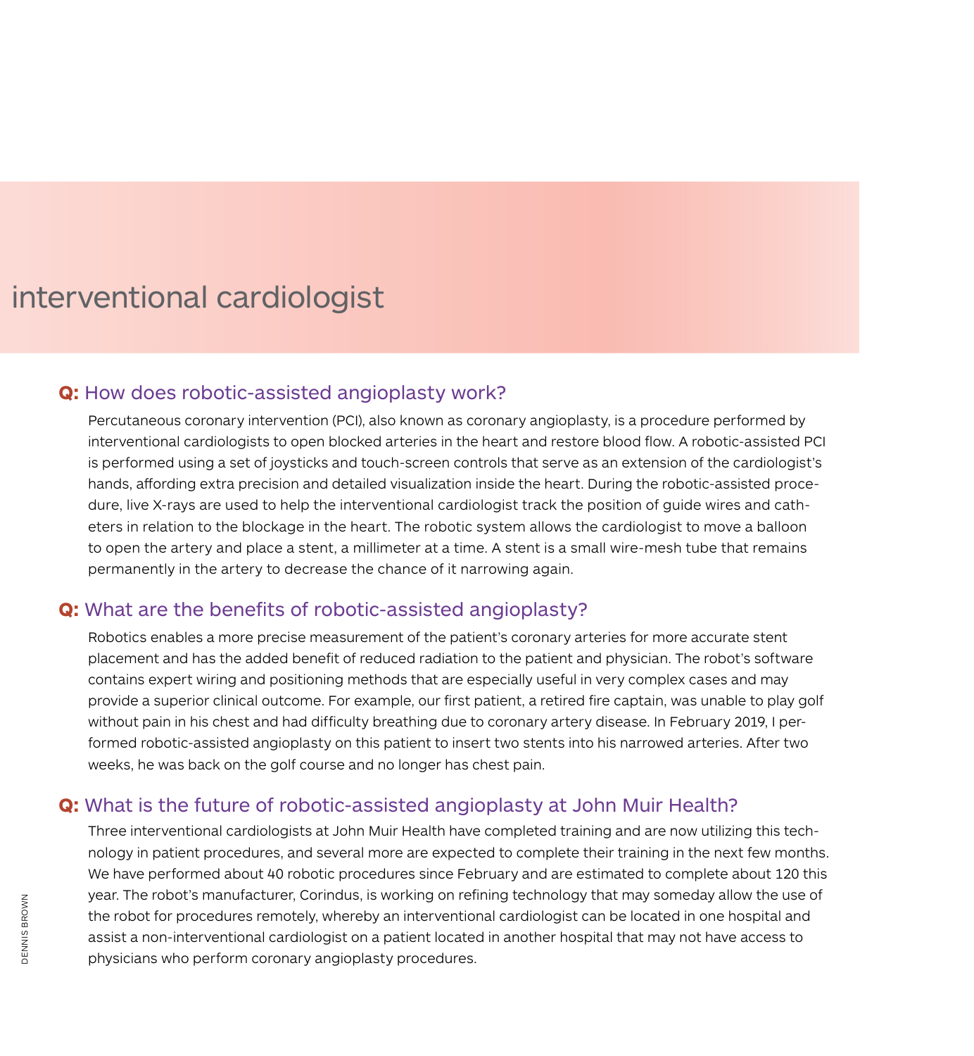# interventional cardiologist

## Q: How does robotic-assisted angioplasty work?

Percutaneous coronary intervention (PCI), also known as coronary angioplasty, is a procedure performed by interventional cardiologists to open blocked arteries in the heart and restore blood flow. A robotic-assisted PCI is performed using a set of joysticks and touch-screen controls that serve as an extension of the cardiologist's hands, affording extra precision and detailed visualization inside the heart. During the robotic-assisted procedure, live X-rays are used to help the interventional cardiologist track the position of guide wires and catheters in relation to the blockage in the heart. The robotic system allows the cardiologist to move a balloon to open the artery and place a stent, a millimeter at a time. A stent is a small wire-mesh tube that remains permanently in the artery to decrease the chance of it narrowing again.

## Q: What are the benefits of robotic-assisted angioplasty?

Robotics enables a more precise measurement of the patient's coronary arteries for more accurate stent placement and has the added benefit of reduced radiation to the patient and physician. The robot's software contains expert wiring and positioning methods that are especially useful in very complex cases and may provide a superior clinical outcome. For example, our first patient, a retired fire captain, was unable to play golf without pain in his chest and had difficulty breathing due to coronary artery disease. In February 2019, I performed robotic-assisted angioplasty on this patient to insert two stents into his narrowed arteries. After two weeks, he was back on the golf course and no longer has chest pain.

## Q: What is the future of robotic-assisted angioplasty at John Muir Health?

Three interventional cardiologists at John Muir Health have completed training and are now utilizing this technology in patient procedures, and several more are expected to complete their training in the next few months. We have performed about 40 robotic procedures since February and are estimated to complete about 120 this year. The robot's manufacturer, Corindus, is working on refining technology that may someday allow the use of the robot for procedures remotely, whereby an interventional cardiologist can be located in one hospital and assist a non-interventional cardiologist on a patient located in another hospital that may not have access to physicians who perform coronary angioplasty procedures.

DENNIS BROWN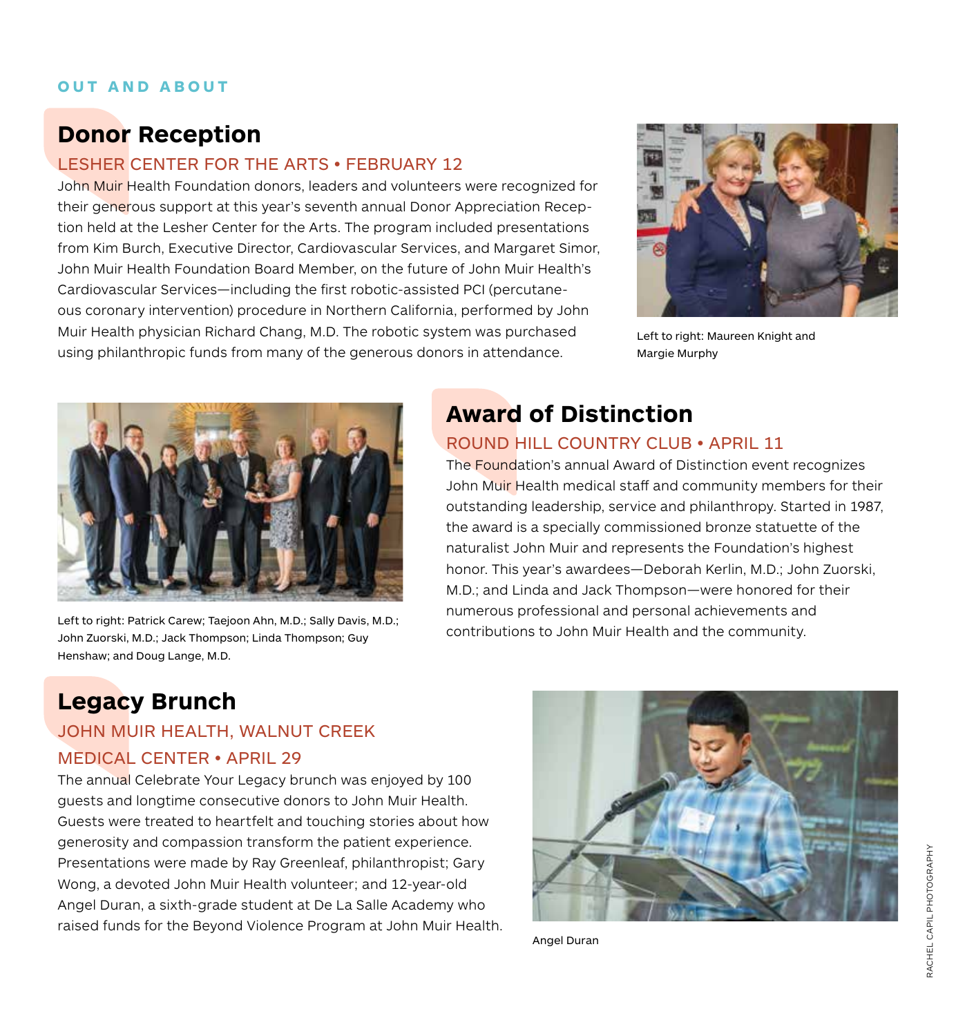OUT AND ABOUT

## Donor Reception

LESHER CENTER FOR THE ARTS • FEBRUARY 12

John Muir Health Foundation donors, leaders and volunteers were recognized for their generous support at this year's seventh annual Donor Appreciation Reception held at the Lesher Center for the Arts. The program included presentations from Kim Burch, Executive Director, Cardiovascular Services, and Margaret Simor, John Muir Health Foundation Board Member, on the future of John Muir Health's Cardiovascular Services—including the first robotic-assisted PCI (percutaneous coronary intervention) procedure in Northern California, performed by John Muir Health physician Richard Chang, M.D. The robotic system was purchased using philanthropic funds from many of the generous donors in attendance.

Left to right: Maureen Knight and Margie Murphy

## Award of Distinction

ROUND HILL COUNTRY CLUB • APRIL 11

The Foundation's annual Award of Distinction event recognizes John Muir Health medical staff and community members for their outstanding leadership, service and philanthropy. Started in 1987, the award is a specially commissioned bronze statuette of the naturalist John Muir and represents the Foundation's highest honor. This year's awardees—Deborah Kerlin, M.D.; John Zuorski, M.D.; and Linda and Jack Thompson—were honored for their numerous professional and personal achievements and contributions to John Muir Health and the community.

Left to right: Patrick Carew; Taejoon Ahn, M.D.; Sally Davis, M.D.; John Zuorski, M.D.; Jack Thompson; Linda Thompson; Guy Henshaw; and Doug Lange, M.D.

## Legacy Brunch

JOHN MUIR HEALTH, WALNUT CREEK MEDICAL CENTER • APRIL 29

The annual Celebrate Your Legacy brunch was enjoyed by 100 guests and longtime consecutive donors to John Muir Health. Guests were treated to heartfelt and touching stories about how generosity and compassion transform the patient experience. Presentations were made by Ray Greenleaf, philanthropist; Gary Wong, a devoted John Muir Health volunteer; and 12-year-old Angel Duran, a sixth-grade student at De La Salle Academy who raised funds for the Beyond Violence Program at John Muir Health.

Angel Duran

RACHEL CAPIL PHOTOGRAPHY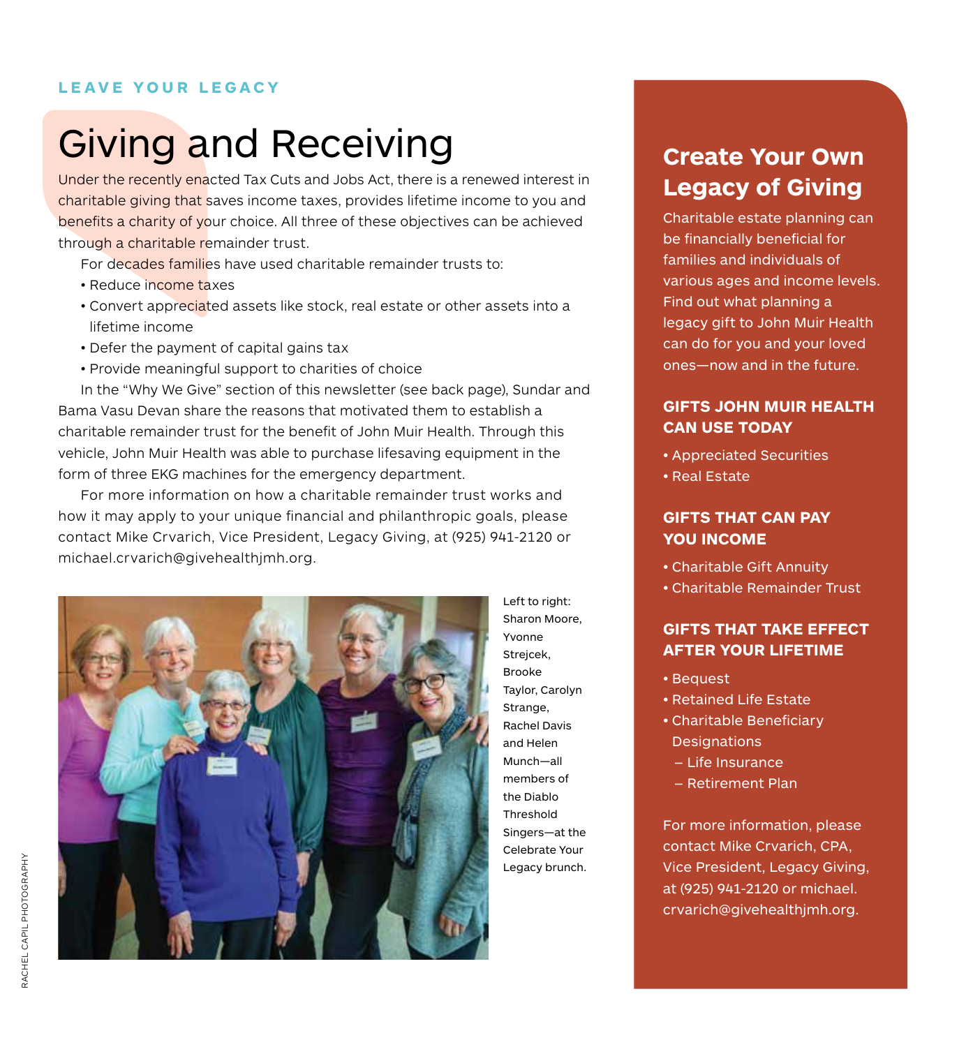LEAVE YOUR LEGACY

# Giving and Receiving

Under the recently enacted Tax Cuts and Jobs Act, there is a renewed interest in charitable giving that saves income taxes, provides lifetime income to you and benefits a charity of your choice. All three of these objectives can be achieved through a charitable remainder trust.

For decades families have used charitable remainder trusts to:

- Reduce income taxes
- Convert appreciated assets like stock, real estate or other assets into a lifetime income
- Defer the payment of capital gains tax
- Provide meaningful support to charities of choice

In the "Why We Give" section of this newsletter (see back page), Sundar and Bama Vasu Devan share the reasons that motivated them to establish a charitable remainder trust for the benefit of John Muir Health. Through this vehicle, John Muir Health was able to purchase lifesaving equipment in the form of three EKG machines for the emergency department.

For more information on how a charitable remainder trust works and how it may apply to your unique financial and philanthropic goals, please contact Mike Crvarich, Vice President, Legacy Giving, at (925) 941-2120 or michael.crvarich@givehealthjmh.org.

Left to right: Sharon Moore, Yvonne Strejcek, Brooke Taylor, Carolyn Strange, Rachel Davis and Helen Munch—all members of the Diablo Threshold Singers—at the Celebrate Your Legacy brunch.

RACHEL CAPIL PHOTOGRAPHY

## Create Your Own Legacy of Giving

Charitable estate planning can be financially beneficial for families and individuals of various ages and income levels. Find out what planning a legacy gift to John Muir Health can do for you and your loved ones—now and in the future.

### GIFTS JOHN MUIR HEALTH CAN USE TODAY

- Appreciated Securities
- Real Estate

### GIFTS THAT CAN PAY YOU INCOME

- Charitable Gift Annuity
- Charitable Remainder Trust

### GIFTS THAT TAKE EFFECT AFTER YOUR LIFETIME

- Bequest
- Retained Life Estate
- Charitable Beneficiary Designations
  - Life Insurance
  - Retirement Plan

For more information, please contact Mike Crvarich, CPA, Vice President, Legacy Giving, at (925) 941-2120 or michael.crvarich@givehealthjmh.org.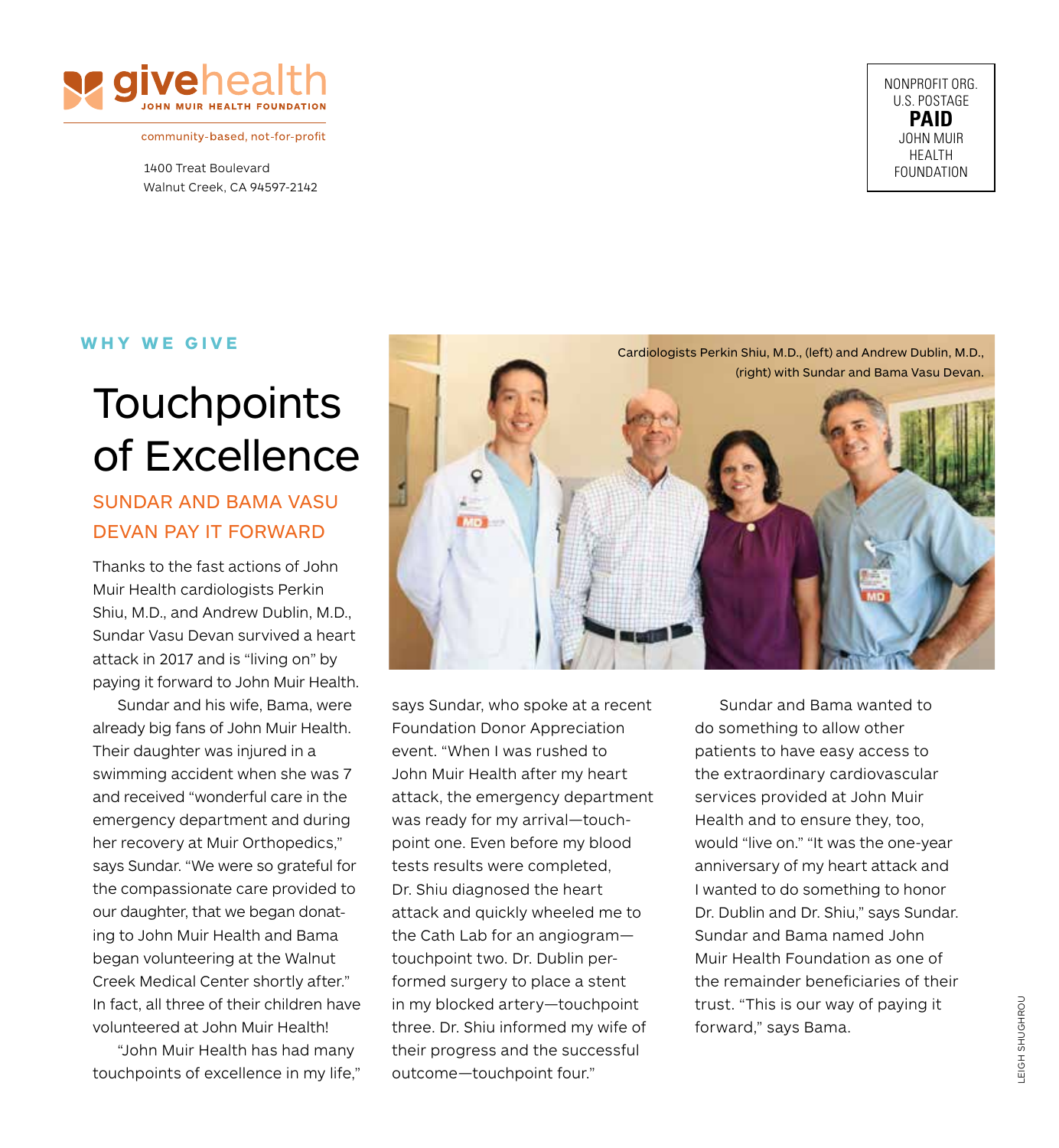givehealth
JOHN MUIR HEALTH FOUNDATION

community-based, not-for-profit

1400 Treat Boulevard
Walnut Creek, CA 94597-2142

NONPROFIT ORG.
U.S. POSTAGE
**PAID**
JOHN MUIR
HEALTH
FOUNDATION

**WHY WE GIVE**

# Touchpoints of Excellence

## SUNDAR AND BAMA VASU DEVAN PAY IT FORWARD

Cardiologists Perkin Shiu, M.D., (left) and Andrew Dublin, M.D., (right) with Sundar and Bama Vasu Devan.

Thanks to the fast actions of John Muir Health cardiologists Perkin Shiu, M.D., and Andrew Dublin, M.D., Sundar Vasu Devan survived a heart attack in 2017 and is "living on" by paying it forward to John Muir Health.

Sundar and his wife, Bama, were already big fans of John Muir Health. Their daughter was injured in a swimming accident when she was 7 and received "wonderful care in the emergency department and during her recovery at Muir Orthopedics," says Sundar. "We were so grateful for the compassionate care provided to our daughter, that we began donating to John Muir Health and Bama began volunteering at the Walnut Creek Medical Center shortly after." In fact, all three of their children have volunteered at John Muir Health!

"John Muir Health has had many touchpoints of excellence in my life," says Sundar, who spoke at a recent Foundation Donor Appreciation event. "When I was rushed to John Muir Health after my heart attack, the emergency department was ready for my arrival—touchpoint one. Even before my blood tests results were completed, Dr. Shiu diagnosed the heart attack and quickly wheeled me to the Cath Lab for an angiogram—touchpoint two. Dr. Dublin performed surgery to place a stent in my blocked artery—touchpoint three. Dr. Shiu informed my wife of their progress and the successful outcome—touchpoint four."

Sundar and Bama wanted to do something to allow other patients to have easy access to the extraordinary cardiovascular services provided at John Muir Health and to ensure they, too, would "live on." "It was the one-year anniversary of my heart attack and I wanted to do something to honor Dr. Dublin and Dr. Shiu," says Sundar. Sundar and Bama named John Muir Health Foundation as one of the remainder beneficiaries of their trust. "This is our way of paying it forward," says Bama.

LEIGH SHUGHROU